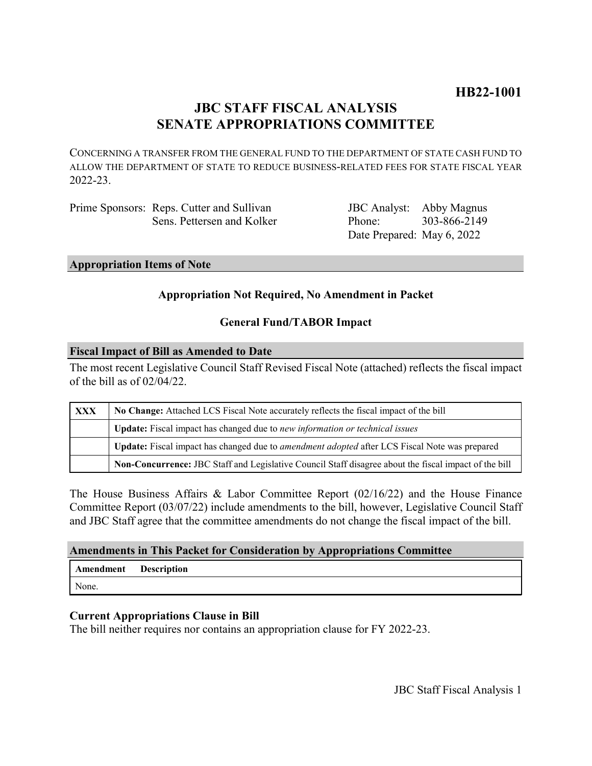**HB22-1001**

# JBC STAFF FISCAL ANALYSIS
# SENATE APPROPRIATIONS COMMITTEE

CONCERNING A TRANSFER FROM THE GENERAL FUND TO THE DEPARTMENT OF STATE CASH FUND TO ALLOW THE DEPARTMENT OF STATE TO REDUCE BUSINESS-RELATED FEES FOR STATE FISCAL YEAR 2022-23.

| | | | |
|---|---|---|---|
| Prime Sponsors: | Reps. Cutter and Sullivan | JBC Analyst: | Abby Magnus |
| | Sens. Pettersen and Kolker | Phone: | 303-866-2149 |
| | | Date Prepared: | May 6, 2022 |

## Appropriation Items of Note

**Appropriation Not Required, No Amendment in Packet**

**General Fund/TABOR Impact**

## Fiscal Impact of Bill as Amended to Date

The most recent Legislative Council Staff Revised Fiscal Note (attached) reflects the fiscal impact of the bill as of 02/04/22.

| | |
|---|---|
| **XXX** | **No Change:** Attached LCS Fiscal Note accurately reflects the fiscal impact of the bill |
| | **Update:** Fiscal impact has changed due to *new information or technical issues* |
| | **Update:** Fiscal impact has changed due to *amendment adopted* after LCS Fiscal Note was prepared |
| | **Non-Concurrence:** JBC Staff and Legislative Council Staff disagree about the fiscal impact of the bill |

The House Business Affairs & Labor Committee Report (02/16/22) and the House Finance Committee Report (03/07/22) include amendments to the bill, however, Legislative Council Staff and JBC Staff agree that the committee amendments do not change the fiscal impact of the bill.

## Amendments in This Packet for Consideration by Appropriations Committee

| Amendment | Description |
|---|---|
| None. | |

### Current Appropriations Clause in Bill

The bill neither requires nor contains an appropriation clause for FY 2022-23.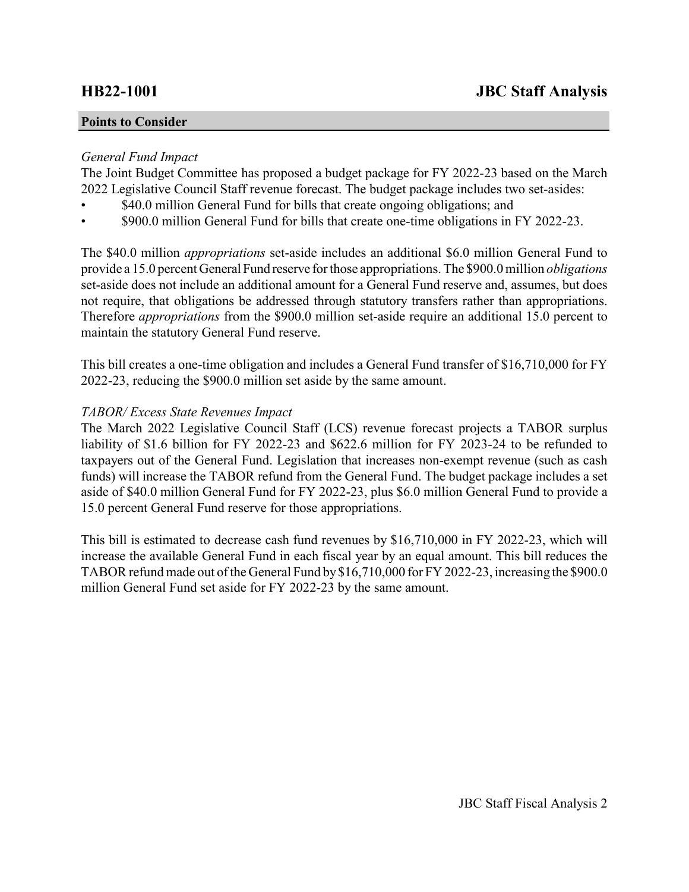## Points to Consider

*General Fund Impact*

The Joint Budget Committee has proposed a budget package for FY 2022-23 based on the March 2022 Legislative Council Staff revenue forecast. The budget package includes two set-asides:

- $40.0 million General Fund for bills that create ongoing obligations; and
- $900.0 million General Fund for bills that create one-time obligations in FY 2022-23.

The $40.0 million *appropriations* set-aside includes an additional $6.0 million General Fund to provide a 15.0 percent General Fund reserve for those appropriations. The $900.0 million *obligations* set-aside does not include an additional amount for a General Fund reserve and, assumes, but does not require, that obligations be addressed through statutory transfers rather than appropriations. Therefore *appropriations* from the $900.0 million set-aside require an additional 15.0 percent to maintain the statutory General Fund reserve.

This bill creates a one-time obligation and includes a General Fund transfer of $16,710,000 for FY 2022-23, reducing the $900.0 million set aside by the same amount.

*TABOR/ Excess State Revenues Impact*

The March 2022 Legislative Council Staff (LCS) revenue forecast projects a TABOR surplus liability of $1.6 billion for FY 2022-23 and $622.6 million for FY 2023-24 to be refunded to taxpayers out of the General Fund. Legislation that increases non-exempt revenue (such as cash funds) will increase the TABOR refund from the General Fund. The budget package includes a set aside of $40.0 million General Fund for FY 2022-23, plus $6.0 million General Fund to provide a 15.0 percent General Fund reserve for those appropriations.

This bill is estimated to decrease cash fund revenues by $16,710,000 in FY 2022-23, which will increase the available General Fund in each fiscal year by an equal amount. This bill reduces the TABOR refund made out of the General Fund by $16,710,000 for FY 2022-23, increasing the $900.0 million General Fund set aside for FY 2022-23 by the same amount.